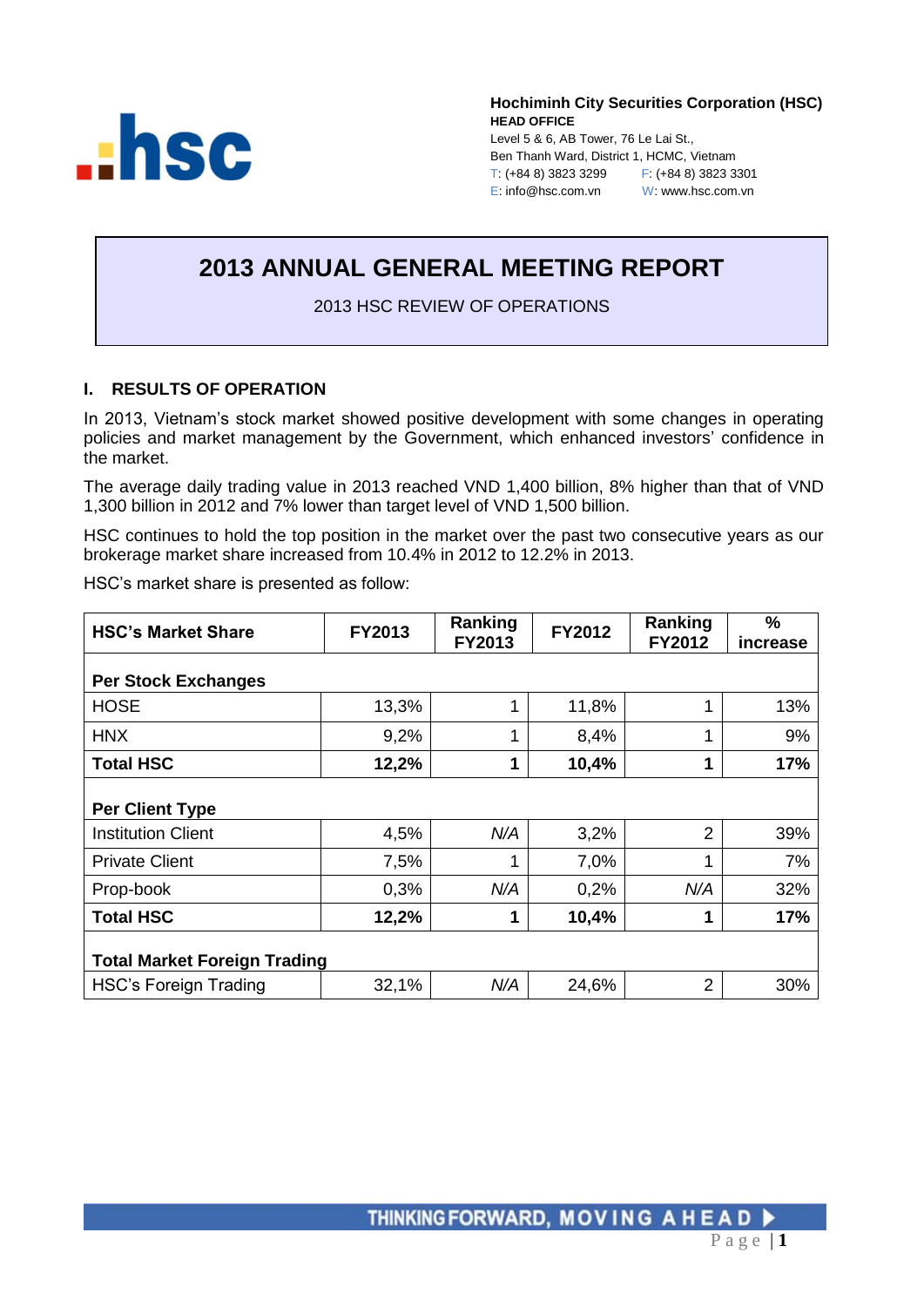Hochiminh City Securities Corporation (HSC)
**HEAD OFFICE**
Level 5 & 6, AB Tower, 76 Le Lai St.,
Ben Thanh Ward, District 1, HCMC, Vietnam
T: (+84 8) 3823 3299 F: (+84 8) 3823 3301
E: info@hsc.com.vn W: www.hsc.com.vn

# 2013 ANNUAL GENERAL MEETING REPORT

2013 HSC REVIEW OF OPERATIONS

## I. RESULTS OF OPERATION

In 2013, Vietnam's stock market showed positive development with some changes in operating policies and market management by the Government, which enhanced investors' confidence in the market.

The average daily trading value in 2013 reached VND 1,400 billion, 8% higher than that of VND 1,300 billion in 2012 and 7% lower than target level of VND 1,500 billion.

HSC continues to hold the top position in the market over the past two consecutive years as our brokerage market share increased from 10.4% in 2012 to 12.2% in 2013.

HSC's market share is presented as follow:

| HSC's Market Share | FY2013 | Ranking FY2013 | FY2012 | Ranking FY2012 | % increase |
|---|---|---|---|---|---|
| **Per Stock Exchanges** | | | | | |
| HOSE | 13,3% | 1 | 11,8% | 1 | 13% |
| HNX | 9,2% | 1 | 8,4% | 1 | 9% |
| **Total HSC** | **12,2%** | **1** | **10,4%** | **1** | **17%** |
| **Per Client Type** | | | | | |
| Institution Client | 4,5% | N/A | 3,2% | 2 | 39% |
| Private Client | 7,5% | 1 | 7,0% | 1 | 7% |
| Prop-book | 0,3% | N/A | 0,2% | N/A | 32% |
| **Total HSC** | **12,2%** | **1** | **10,4%** | **1** | **17%** |
| **Total Market Foreign Trading** | | | | | |
| HSC's Foreign Trading | 32,1% | N/A | 24,6% | 2 | 30% |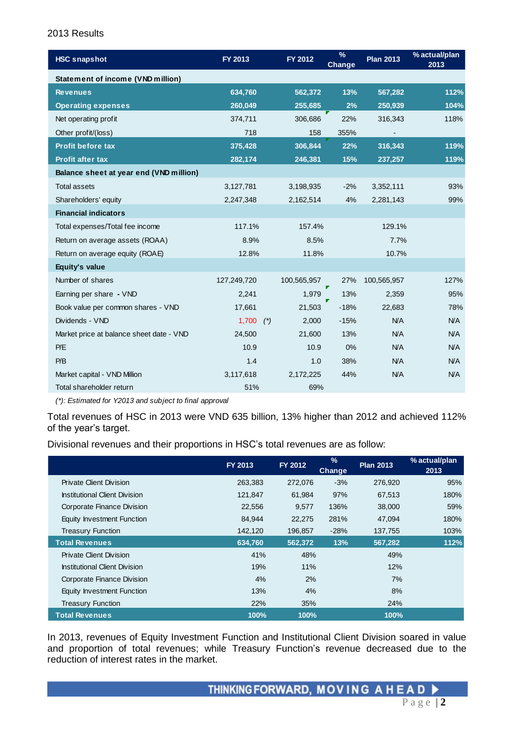2013 Results

| HSC snapshot | FY 2013 | FY 2012 | % Change | Plan 2013 | % actual/plan 2013 |
|---|---|---|---|---|---|
| **Statement of income (VND million)** | | | | | |
| **Revenues** | **634,760** | **562,372** | **13%** | **567,282** | **112%** |
| **Operating expenses** | **260,049** | **255,685** | **2%** | **250,939** | **104%** |
| Net operating profit | 374,711 | 306,686 | 22% | 316,343 | 118% |
| Other profit/(loss) | 718 | 158 | 355% | - | |
| **Profit before tax** | **375,428** | **306,844** | **22%** | **316,343** | **119%** |
| **Profit after tax** | **282,174** | **246,381** | **15%** | **237,257** | **119%** |
| **Balance sheet at year end (VND million)** | | | | | |
| Total assets | 3,127,781 | 3,198,935 | -2% | 3,352,111 | 93% |
| Shareholders' equity | 2,247,348 | 2,162,514 | 4% | 2,281,143 | 99% |
| **Financial indicators** | | | | | |
| Total expenses/Total fee income | 117.1% | 157.4% | | 129.1% | |
| Return on average assets (ROAA) | 8.9% | 8.5% | | 7.7% | |
| Return on average equity (ROAE) | 12.8% | 11.8% | | 10.7% | |
| **Equity's value** | | | | | |
| Number of shares | 127,249,720 | 100,565,957 | 27% | 100,565,957 | 127% |
| Earning per share - VND | 2,241 | 1,979 | 13% | 2,359 | 95% |
| Book value per common shares - VND | 17,661 | 21,503 | -18% | 22,683 | 78% |
| Dividends - VND | 1,700 (*) | 2,000 | -15% | N/A | N/A |
| Market price at balance sheet date - VND | 24,500 | 21,600 | 13% | N/A | N/A |
| P/E | 10.9 | 10.9 | 0% | N/A | N/A |
| P/B | 1.4 | 1.0 | 38% | N/A | N/A |
| Market capital - VND Million | 3,117,618 | 2,172,225 | 44% | N/A | N/A |
| Total shareholder return | 51% | 69% | | | |

*(*): Estimated for Y2013 and subject to final approval*

Total revenues of HSC in 2013 were VND 635 billion, 13% higher than 2012 and achieved 112% of the year's target.

Divisional revenues and their proportions in HSC's total revenues are as follow:

| | FY 2013 | FY 2012 | % Change | Plan 2013 | % actual/plan 2013 |
|---|---|---|---|---|---|
| Private Client Division | 263,383 | 272,076 | -3% | 276,920 | 95% |
| Institutional Client Division | 121,847 | 61,984 | 97% | 67,513 | 180% |
| Corporate Finance Division | 22,556 | 9,577 | 136% | 38,000 | 59% |
| Equity Investment Function | 84,944 | 22,275 | 281% | 47,094 | 180% |
| Treasury Function | 142,120 | 196,857 | -28% | 137,755 | 103% |
| **Total Revenues** | **634,760** | **562,372** | **13%** | **567,282** | **112%** |
| Private Client Division | 41% | 48% | | 49% | |
| Institutional Client Division | 19% | 11% | | 12% | |
| Corporate Finance Division | 4% | 2% | | 7% | |
| Equity Investment Function | 13% | 4% | | 8% | |
| Treasury Function | 22% | 35% | | 24% | |
| **Total Revenues** | **100%** | **100%** | | **100%** | |

In 2013, revenues of Equity Investment Function and Institutional Client Division soared in value and proportion of total revenues; while Treasury Function's revenue decreased due to the reduction of interest rates in the market.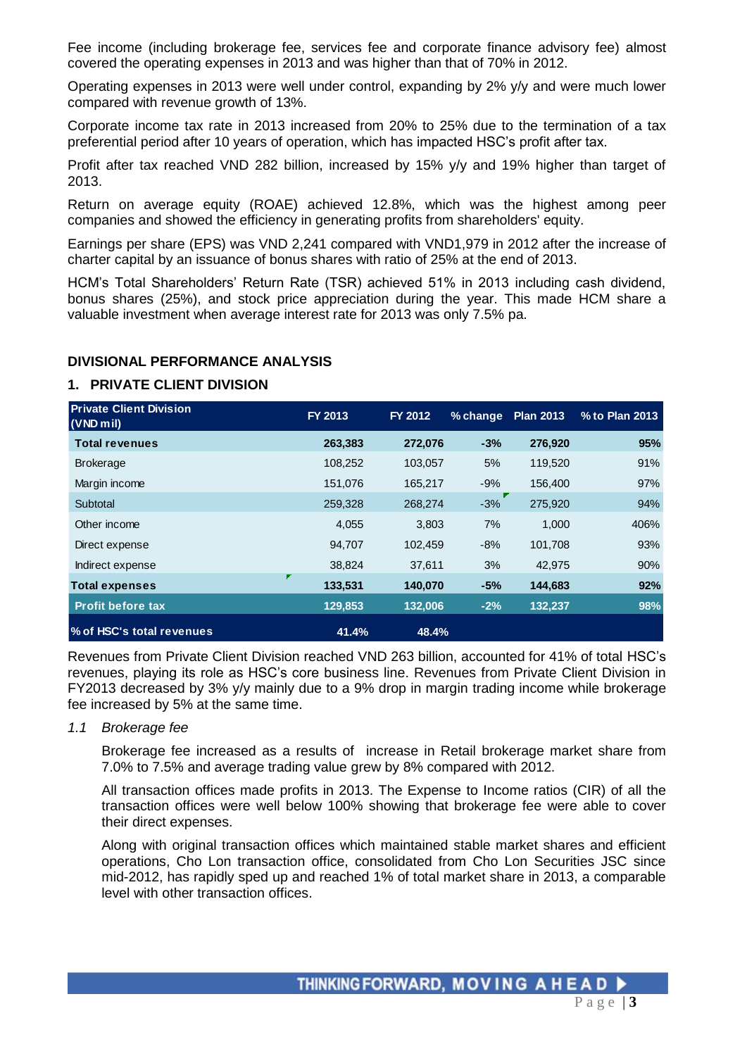Fee income (including brokerage fee, services fee and corporate finance advisory fee) almost covered the operating expenses in 2013 and was higher than that of 70% in 2012.

Operating expenses in 2013 were well under control, expanding by 2% y/y and were much lower compared with revenue growth of 13%.

Corporate income tax rate in 2013 increased from 20% to 25% due to the termination of a tax preferential period after 10 years of operation, which has impacted HSC's profit after tax.

Profit after tax reached VND 282 billion, increased by 15% y/y and 19% higher than target of 2013.

Return on average equity (ROAE) achieved 12.8%, which was the highest among peer companies and showed the efficiency in generating profits from shareholders' equity.

Earnings per share (EPS) was VND 2,241 compared with VND1,979 in 2012 after the increase of charter capital by an issuance of bonus shares with ratio of 25% at the end of 2013.

HCM's Total Shareholders' Return Rate (TSR) achieved 51% in 2013 including cash dividend, bonus shares (25%), and stock price appreciation during the year. This made HCM share a valuable investment when average interest rate for 2013 was only 7.5% pa.

## DIVISIONAL PERFORMANCE ANALYSIS

### 1. PRIVATE CLIENT DIVISION

| Private Client Division (VND mil) | FY 2013 | FY 2012 | % change | Plan 2013 | % to Plan 2013 |
|---|---|---|---|---|---|
| **Total revenues** | **263,383** | **272,076** | **-3%** | **276,920** | **95%** |
| Brokerage | 108,252 | 103,057 | 5% | 119,520 | 91% |
| Margin income | 151,076 | 165,217 | -9% | 156,400 | 97% |
| Subtotal | 259,328 | 268,274 | -3% | 275,920 | 94% |
| Other income | 4,055 | 3,803 | 7% | 1,000 | 406% |
| Direct expense | 94,707 | 102,459 | -8% | 101,708 | 93% |
| Indirect expense | 38,824 | 37,611 | 3% | 42,975 | 90% |
| **Total expenses** | **133,531** | **140,070** | **-5%** | **144,683** | **92%** |
| **Profit before tax** | **129,853** | **132,006** | **-2%** | **132,237** | **98%** |
| **% of HSC's total revenues** | **41.4%** | **48.4%** | | | |

Revenues from Private Client Division reached VND 263 billion, accounted for 41% of total HSC's revenues, playing its role as HSC's core business line. Revenues from Private Client Division in FY2013 decreased by 3% y/y mainly due to a 9% drop in margin trading income while brokerage fee increased by 5% at the same time.

*1.1 Brokerage fee*

Brokerage fee increased as a results of increase in Retail brokerage market share from 7.0% to 7.5% and average trading value grew by 8% compared with 2012.

All transaction offices made profits in 2013. The Expense to Income ratios (CIR) of all the transaction offices were well below 100% showing that brokerage fee were able to cover their direct expenses.

Along with original transaction offices which maintained stable market shares and efficient operations, Cho Lon transaction office, consolidated from Cho Lon Securities JSC since mid-2012, has rapidly sped up and reached 1% of total market share in 2013, a comparable level with other transaction offices.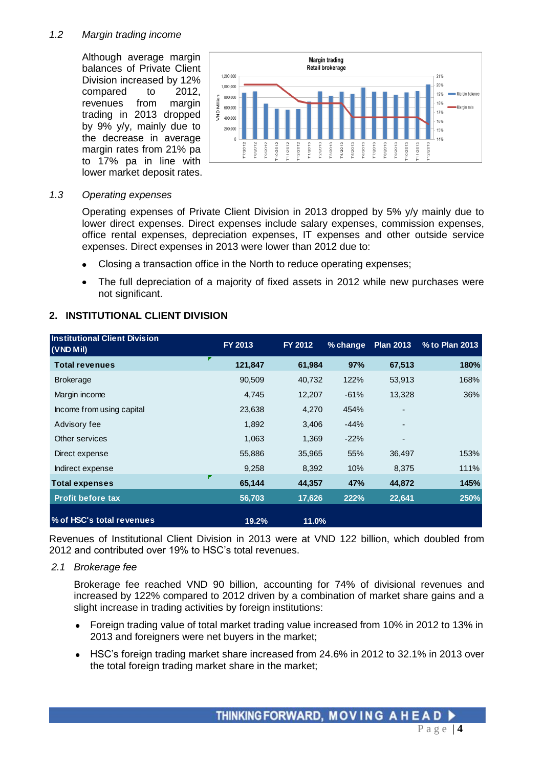*1.2 Margin trading income*

Although average margin balances of Private Client Division increased by 12% compared to 2012, revenues from margin trading in 2013 dropped by 9% y/y, mainly due to the decrease in average margin rates from 21% pa to 17% pa in line with lower market deposit rates.

*1.3 Operating expenses*

Operating expenses of Private Client Division in 2013 dropped by 5% y/y mainly due to lower direct expenses. Direct expenses include salary expenses, commission expenses, office rental expenses, depreciation expenses, IT expenses and other outside service expenses. Direct expenses in 2013 were lower than 2012 due to:

- Closing a transaction office in the North to reduce operating expenses;
- The full depreciation of a majority of fixed assets in 2012 while new purchases were not significant.

## 2. INSTITUTIONAL CLIENT DIVISION

| Institutional Client Division (VND Mil) | FY 2013 | FY 2012 | % change | Plan 2013 | % to Plan 2013 |
|---|---|---|---|---|---|
| **Total revenues** | **121,847** | **61,984** | **97%** | **67,513** | **180%** |
| Brokerage | 90,509 | 40,732 | 122% | 53,913 | 168% |
| Margin income | 4,745 | 12,207 | -61% | 13,328 | 36% |
| Income from using capital | 23,638 | 4,270 | 454% | - | |
| Advisory fee | 1,892 | 3,406 | -44% | - | |
| Other services | 1,063 | 1,369 | -22% | - | |
| Direct expense | 55,886 | 35,965 | 55% | 36,497 | 153% |
| Indirect expense | 9,258 | 8,392 | 10% | 8,375 | 111% |
| **Total expenses** | **65,144** | **44,357** | **47%** | **44,872** | **145%** |
| **Profit before tax** | **56,703** | **17,626** | **222%** | **22,641** | **250%** |
| **% of HSC's total revenues** | **19.2%** | **11.0%** | | | |

Revenues of Institutional Client Division in 2013 were at VND 122 billion, which doubled from 2012 and contributed over 19% to HSC's total revenues.

*2.1 Brokerage fee*

Brokerage fee reached VND 90 billion, accounting for 74% of divisional revenues and increased by 122% compared to 2012 driven by a combination of market share gains and a slight increase in trading activities by foreign institutions:

- Foreign trading value of total market trading value increased from 10% in 2012 to 13% in 2013 and foreigners were net buyers in the market;
- HSC's foreign trading market share increased from 24.6% in 2012 to 32.1% in 2013 over the total foreign trading market share in the market;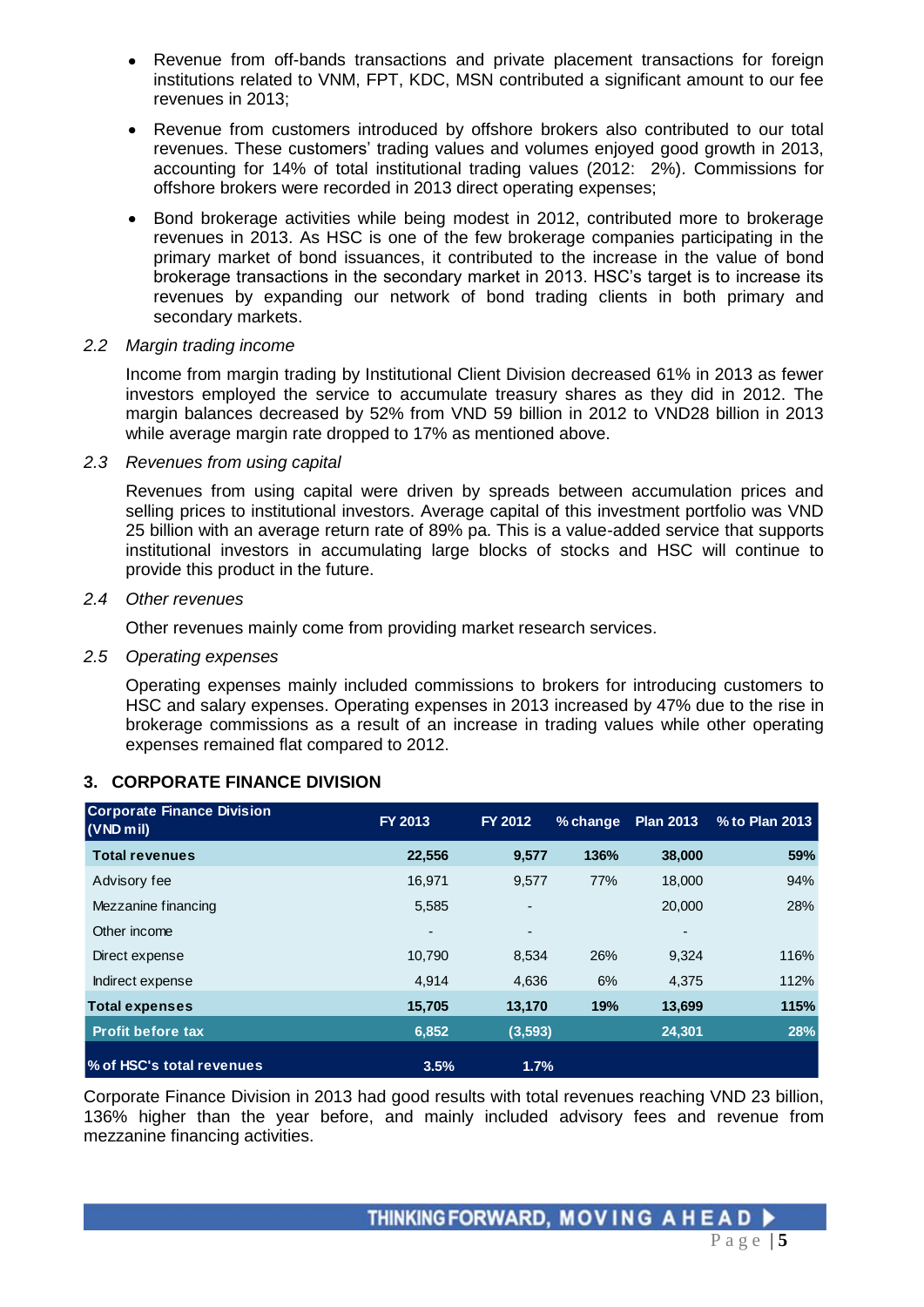- Revenue from off-bands transactions and private placement transactions for foreign institutions related to VNM, FPT, KDC, MSN contributed a significant amount to our fee revenues in 2013;
- Revenue from customers introduced by offshore brokers also contributed to our total revenues. These customers' trading values and volumes enjoyed good growth in 2013, accounting for 14% of total institutional trading values (2012: 2%). Commissions for offshore brokers were recorded in 2013 direct operating expenses;
- Bond brokerage activities while being modest in 2012, contributed more to brokerage revenues in 2013. As HSC is one of the few brokerage companies participating in the primary market of bond issuances, it contributed to the increase in the value of bond brokerage transactions in the secondary market in 2013. HSC's target is to increase its revenues by expanding our network of bond trading clients in both primary and secondary markets.

*2.2 Margin trading income*

Income from margin trading by Institutional Client Division decreased 61% in 2013 as fewer investors employed the service to accumulate treasury shares as they did in 2012. The margin balances decreased by 52% from VND 59 billion in 2012 to VND28 billion in 2013 while average margin rate dropped to 17% as mentioned above.

*2.3 Revenues from using capital*

Revenues from using capital were driven by spreads between accumulation prices and selling prices to institutional investors. Average capital of this investment portfolio was VND 25 billion with an average return rate of 89% pa. This is a value-added service that supports institutional investors in accumulating large blocks of stocks and HSC will continue to provide this product in the future.

*2.4 Other revenues*

Other revenues mainly come from providing market research services.

*2.5 Operating expenses*

Operating expenses mainly included commissions to brokers for introducing customers to HSC and salary expenses. Operating expenses in 2013 increased by 47% due to the rise in brokerage commissions as a result of an increase in trading values while other operating expenses remained flat compared to 2012.

## 3. CORPORATE FINANCE DIVISION

| Corporate Finance Division (VND mil) | FY 2013 | FY 2012 | % change | Plan 2013 | % to Plan 2013 |
|---|---|---|---|---|---|
| **Total revenues** | **22,556** | **9,577** | **136%** | **38,000** | **59%** |
| Advisory fee | 16,971 | 9,577 | 77% | 18,000 | 94% |
| Mezzanine financing | 5,585 | - | | 20,000 | 28% |
| Other income | - | - | | - | |
| Direct expense | 10,790 | 8,534 | 26% | 9,324 | 116% |
| Indirect expense | 4,914 | 4,636 | 6% | 4,375 | 112% |
| **Total expenses** | **15,705** | **13,170** | **19%** | **13,699** | **115%** |
| **Profit before tax** | **6,852** | **(3,593)** | | **24,301** | **28%** |
| **% of HSC's total revenues** | **3.5%** | **1.7%** | | | |

Corporate Finance Division in 2013 had good results with total revenues reaching VND 23 billion, 136% higher than the year before, and mainly included advisory fees and revenue from mezzanine financing activities.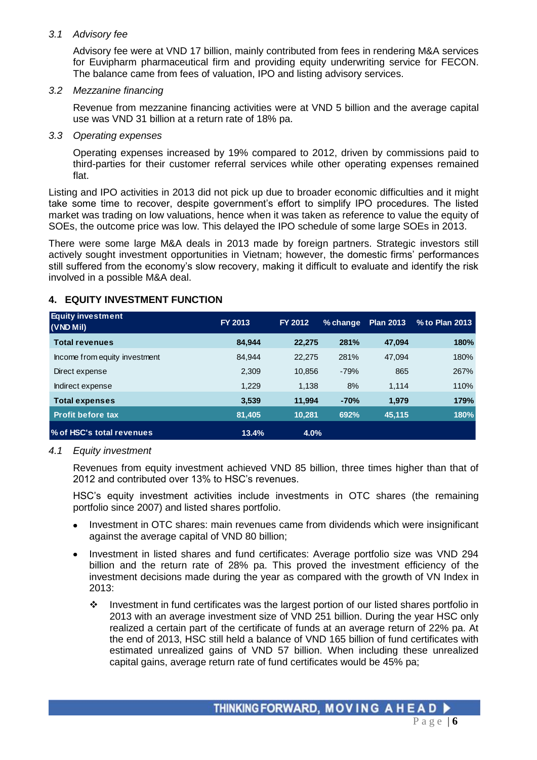### 3.1 *Advisory fee*

Advisory fee were at VND 17 billion, mainly contributed from fees in rendering M&A services for Euvipharm pharmaceutical firm and providing equity underwriting service for FECON. The balance came from fees of valuation, IPO and listing advisory services.

### 3.2 *Mezzanine financing*

Revenue from mezzanine financing activities were at VND 5 billion and the average capital use was VND 31 billion at a return rate of 18% pa.

### 3.3 *Operating expenses*

Operating expenses increased by 19% compared to 2012, driven by commissions paid to third-parties for their customer referral services while other operating expenses remained flat.

Listing and IPO activities in 2013 did not pick up due to broader economic difficulties and it might take some time to recover, despite government's effort to simplify IPO procedures. The listed market was trading on low valuations, hence when it was taken as reference to value the equity of SOEs, the outcome price was low. This delayed the IPO schedule of some large SOEs in 2013.

There were some large M&A deals in 2013 made by foreign partners. Strategic investors still actively sought investment opportunities in Vietnam; however, the domestic firms' performances still suffered from the economy's slow recovery, making it difficult to evaluate and identify the risk involved in a possible M&A deal.

## 4. EQUITY INVESTMENT FUNCTION

| Equity investment (VND Mil) | FY 2013 | FY 2012 | % change | Plan 2013 | % to Plan 2013 |
|---|---|---|---|---|---|
| **Total revenues** | **84,944** | **22,275** | **281%** | **47,094** | **180%** |
| Income from equity investment | 84,944 | 22,275 | 281% | 47,094 | 180% |
| Direct expense | 2,309 | 10,856 | -79% | 865 | 267% |
| Indirect expense | 1,229 | 1,138 | 8% | 1,114 | 110% |
| **Total expenses** | **3,539** | **11,994** | **-70%** | **1,979** | **179%** |
| **Profit before tax** | **81,405** | **10,281** | **692%** | **45,115** | **180%** |
| **% of HSC's total revenues** | **13.4%** | **4.0%** | | | |

### 4.1 *Equity investment*

Revenues from equity investment achieved VND 85 billion, three times higher than that of 2012 and contributed over 13% to HSC's revenues.

HSC's equity investment activities include investments in OTC shares (the remaining portfolio since 2007) and listed shares portfolio.

- Investment in OTC shares: main revenues came from dividends which were insignificant against the average capital of VND 80 billion;
- Investment in listed shares and fund certificates: Average portfolio size was VND 294 billion and the return rate of 28% pa. This proved the investment efficiency of the investment decisions made during the year as compared with the growth of VN Index in 2013:
  - ❖ Investment in fund certificates was the largest portion of our listed shares portfolio in 2013 with an average investment size of VND 251 billion. During the year HSC only realized a certain part of the certificate of funds at an average return of 22% pa. At the end of 2013, HSC still held a balance of VND 165 billion of fund certificates with estimated unrealized gains of VND 57 billion. When including these unrealized capital gains, average return rate of fund certificates would be 45% pa;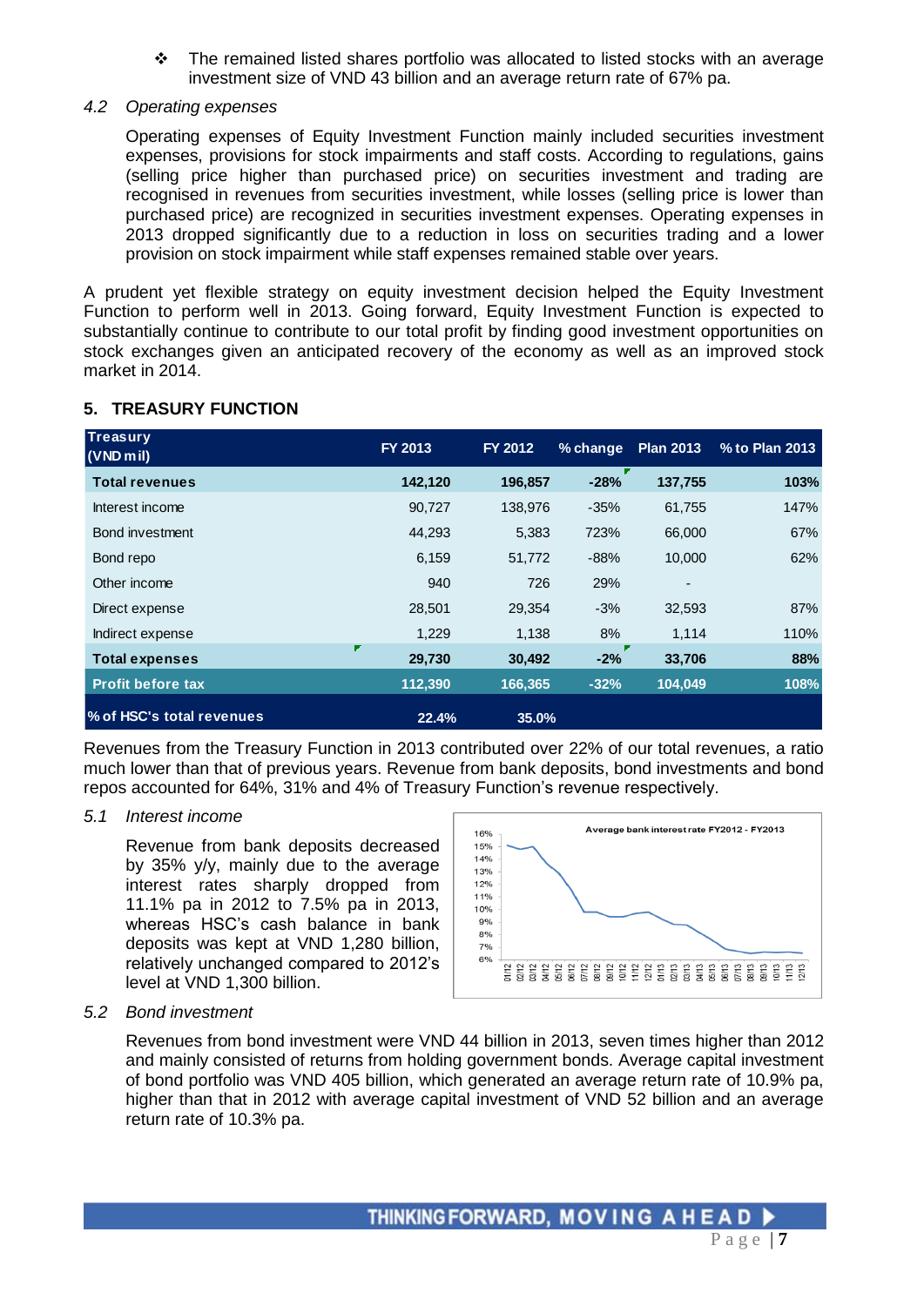- The remained listed shares portfolio was allocated to listed stocks with an average investment size of VND 43 billion and an average return rate of 67% pa.

### *4.2 Operating expenses*

Operating expenses of Equity Investment Function mainly included securities investment expenses, provisions for stock impairments and staff costs. According to regulations, gains (selling price higher than purchased price) on securities investment and trading are recognised in revenues from securities investment, while losses (selling price is lower than purchased price) are recognized in securities investment expenses. Operating expenses in 2013 dropped significantly due to a reduction in loss on securities trading and a lower provision on stock impairment while staff expenses remained stable over years.

A prudent yet flexible strategy on equity investment decision helped the Equity Investment Function to perform well in 2013. Going forward, Equity Investment Function is expected to substantially continue to contribute to our total profit by finding good investment opportunities on stock exchanges given an anticipated recovery of the economy as well as an improved stock market in 2014.

## 5. TREASURY FUNCTION

| Treasury (VND mil) | FY 2013 | FY 2012 | % change | Plan 2013 | % to Plan 2013 |
|---|---|---|---|---|---|
| **Total revenues** | **142,120** | **196,857** | **-28%** | **137,755** | **103%** |
| Interest income | 90,727 | 138,976 | -35% | 61,755 | 147% |
| Bond investment | 44,293 | 5,383 | 723% | 66,000 | 67% |
| Bond repo | 6,159 | 51,772 | -88% | 10,000 | 62% |
| Other income | 940 | 726 | 29% | - | |
| Direct expense | 28,501 | 29,354 | -3% | 32,593 | 87% |
| Indirect expense | 1,229 | 1,138 | 8% | 1,114 | 110% |
| **Total expenses** | **29,730** | **30,492** | **-2%** | **33,706** | **88%** |
| **Profit before tax** | **112,390** | **166,365** | **-32%** | **104,049** | **108%** |
| **% of HSC's total revenues** | **22.4%** | **35.0%** | | | |

Revenues from the Treasury Function in 2013 contributed over 22% of our total revenues, a ratio much lower than that of previous years. Revenue from bank deposits, bond investments and bond repos accounted for 64%, 31% and 4% of Treasury Function's revenue respectively.

### *5.1 Interest income*

Revenue from bank deposits decreased by 35% y/y, mainly due to the average interest rates sharply dropped from 11.1% pa in 2012 to 7.5% pa in 2013, whereas HSC's cash balance in bank deposits was kept at VND 1,280 billion, relatively unchanged compared to 2012's level at VND 1,300 billion.

Average bank interest rate FY2012 - FY2013

### *5.2 Bond investment*

Revenues from bond investment were VND 44 billion in 2013, seven times higher than 2012 and mainly consisted of returns from holding government bonds. Average capital investment of bond portfolio was VND 405 billion, which generated an average return rate of 10.9% pa, higher than that in 2012 with average capital investment of VND 52 billion and an average return rate of 10.3% pa.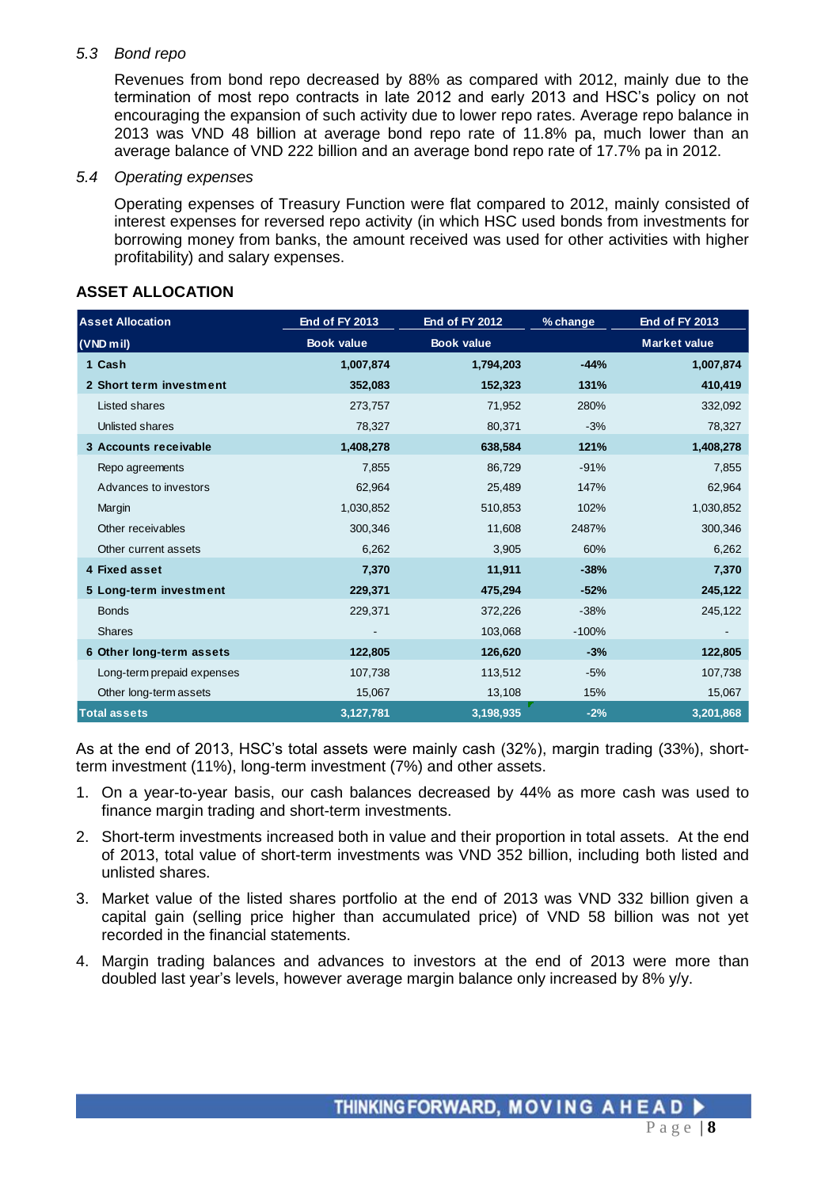### 5.3 Bond repo

Revenues from bond repo decreased by 88% as compared with 2012, mainly due to the termination of most repo contracts in late 2012 and early 2013 and HSC's policy on not encouraging the expansion of such activity due to lower repo rates. Average repo balance in 2013 was VND 48 billion at average bond repo rate of 11.8% pa, much lower than an average balance of VND 222 billion and an average bond repo rate of 17.7% pa in 2012.

### 5.4 Operating expenses

Operating expenses of Treasury Function were flat compared to 2012, mainly consisted of interest expenses for reversed repo activity (in which HSC used bonds from investments for borrowing money from banks, the amount received was used for other activities with higher profitability) and salary expenses.

## ASSET ALLOCATION

| Asset Allocation | End of FY 2013 | End of FY 2012 | % change | End of FY 2013 |
|---|---|---|---|---|
| (VND mil) | Book value | Book value | | Market value |
| **1 Cash** | **1,007,874** | **1,794,203** | **-44%** | **1,007,874** |
| **2 Short term investment** | **352,083** | **152,323** | **131%** | **410,419** |
| Listed shares | 273,757 | 71,952 | 280% | 332,092 |
| Unlisted shares | 78,327 | 80,371 | -3% | 78,327 |
| **3 Accounts receivable** | **1,408,278** | **638,584** | **121%** | **1,408,278** |
| Repo agreements | 7,855 | 86,729 | -91% | 7,855 |
| Advances to investors | 62,964 | 25,489 | 147% | 62,964 |
| Margin | 1,030,852 | 510,853 | 102% | 1,030,852 |
| Other receivables | 300,346 | 11,608 | 2487% | 300,346 |
| Other current assets | 6,262 | 3,905 | 60% | 6,262 |
| **4 Fixed asset** | **7,370** | **11,911** | **-38%** | **7,370** |
| **5 Long-term investment** | **229,371** | **475,294** | **-52%** | **245,122** |
| Bonds | 229,371 | 372,226 | -38% | 245,122 |
| Shares | - | 103,068 | -100% | - |
| **6 Other long-term assets** | **122,805** | **126,620** | **-3%** | **122,805** |
| Long-term prepaid expenses | 107,738 | 113,512 | -5% | 107,738 |
| Other long-term assets | 15,067 | 13,108 | 15% | 15,067 |
| **Total assets** | **3,127,781** | **3,198,935** | **-2%** | **3,201,868** |

As at the end of 2013, HSC's total assets were mainly cash (32%), margin trading (33%), short-term investment (11%), long-term investment (7%) and other assets.

1. On a year-to-year basis, our cash balances decreased by 44% as more cash was used to finance margin trading and short-term investments.
2. Short-term investments increased both in value and their proportion in total assets. At the end of 2013, total value of short-term investments was VND 352 billion, including both listed and unlisted shares.
3. Market value of the listed shares portfolio at the end of 2013 was VND 332 billion given a capital gain (selling price higher than accumulated price) of VND 58 billion was not yet recorded in the financial statements.
4. Margin trading balances and advances to investors at the end of 2013 were more than doubled last year's levels, however average margin balance only increased by 8% y/y.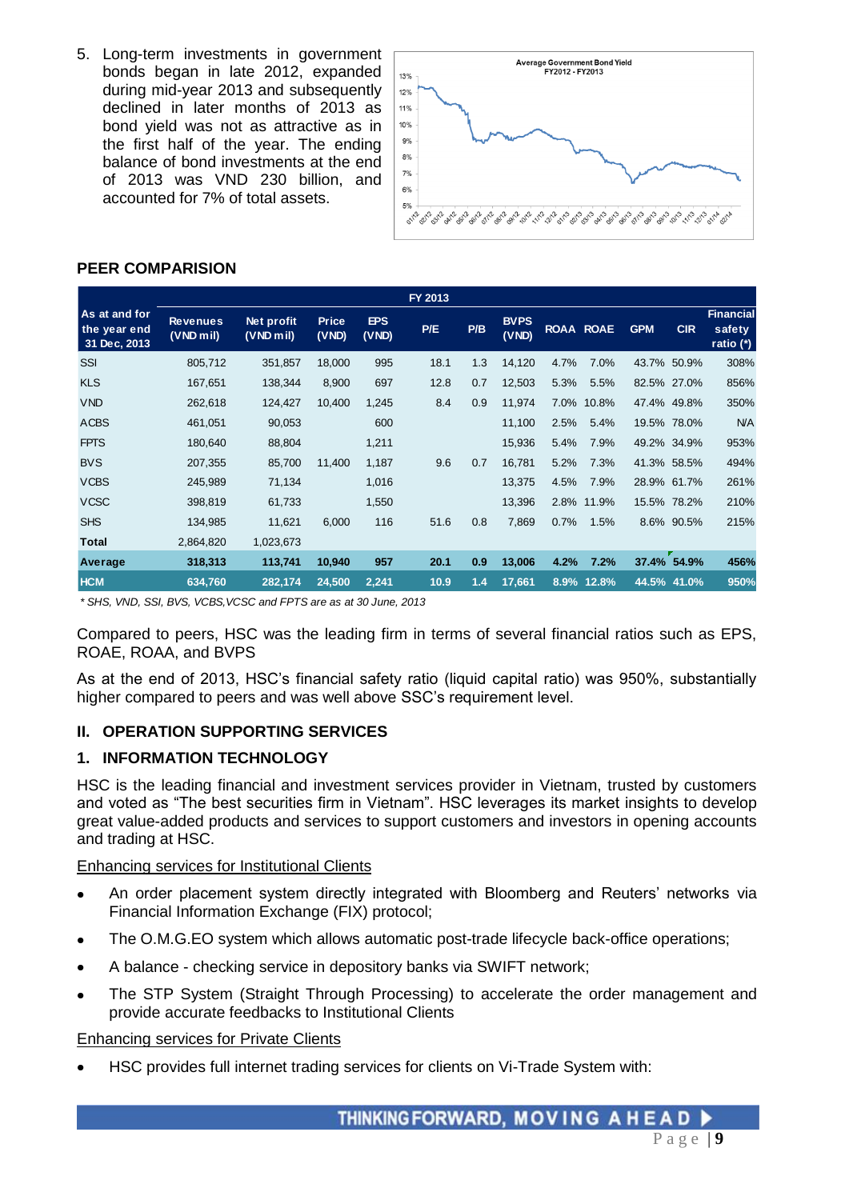5. Long-term investments in government bonds began in late 2012, expanded during mid-year 2013 and subsequently declined in later months of 2013 as bond yield was not as attractive as in the first half of the year. The ending balance of bond investments at the end of 2013 was VND 230 billion, and accounted for 7% of total assets.

**PEER COMPARISION**

| As at and for the year end 31 Dec, 2013 | FY 2013 Revenues (VND mil) | Net profit (VND mil) | Price (VND) | EPS (VND) | P/E | P/B | BVPS (VND) | ROAA | ROAE | GPM | CIR | Financial safety ratio (*) |
|---|---|---|---|---|---|---|---|---|---|---|---|---|
| SSI | 805,712 | 351,857 | 18,000 | 995 | 18.1 | 1.3 | 14,120 | 4.7% | 7.0% | 43.7% | 50.9% | 308% |
| KLS | 167,651 | 138,344 | 8,900 | 697 | 12.8 | 0.7 | 12,503 | 5.3% | 5.5% | 82.5% | 27.0% | 856% |
| VND | 262,618 | 124,427 | 10,400 | 1,245 | 8.4 | 0.9 | 11,974 | 7.0% | 10.8% | 47.4% | 49.8% | 350% |
| ACBS | 461,051 | 90,053 | | 600 | | | 11,100 | 2.5% | 5.4% | 19.5% | 78.0% | N/A |
| FPTS | 180,640 | 88,804 | | 1,211 | | | 15,936 | 5.4% | 7.9% | 49.2% | 34.9% | 953% |
| BVS | 207,355 | 85,700 | 11,400 | 1,187 | 9.6 | 0.7 | 16,781 | 5.2% | 7.3% | 41.3% | 58.5% | 494% |
| VCBS | 245,989 | 71,134 | | 1,016 | | | 13,375 | 4.5% | 7.9% | 28.9% | 61.7% | 261% |
| VCSC | 398,819 | 61,733 | | 1,550 | | | 13,396 | 2.8% | 11.9% | 15.5% | 78.2% | 210% |
| SHS | 134,985 | 11,621 | 6,000 | 116 | 51.6 | 0.8 | 7,869 | 0.7% | 1.5% | 8.6% | 90.5% | 215% |
| **Total** | 2,864,820 | 1,023,673 | | | | | | | | | | |
| **Average** | **318,313** | **113,741** | **10,940** | **957** | **20.1** | **0.9** | **13,006** | **4.2%** | **7.2%** | **37.4%** | **54.9%** | **456%** |
| **HCM** | **634,760** | **282,174** | **24,500** | **2,241** | **10.9** | **1.4** | **17,661** | **8.9%** | **12.8%** | **44.5%** | **41.0%** | **950%** |

*\* SHS, VND, SSI, BVS, VCBS,VCSC and FPTS are as at 30 June, 2013*

Compared to peers, HSC was the leading firm in terms of several financial ratios such as EPS, ROAE, ROAA, and BVPS

As at the end of 2013, HSC's financial safety ratio (liquid capital ratio) was 950%, substantially higher compared to peers and was well above SSC's requirement level.

## II. OPERATION SUPPORTING SERVICES

### 1. INFORMATION TECHNOLOGY

HSC is the leading financial and investment services provider in Vietnam, trusted by customers and voted as "The best securities firm in Vietnam". HSC leverages its market insights to develop great value-added products and services to support customers and investors in opening accounts and trading at HSC.

<u>Enhancing services for Institutional Clients</u>

- An order placement system directly integrated with Bloomberg and Reuters' networks via Financial Information Exchange (FIX) protocol;
- The O.M.G.EO system which allows automatic post-trade lifecycle back-office operations;
- A balance - checking service in depository banks via SWIFT network;
- The STP System (Straight Through Processing) to accelerate the order management and provide accurate feedbacks to Institutional Clients

<u>Enhancing services for Private Clients</u>

- HSC provides full internet trading services for clients on Vi-Trade System with: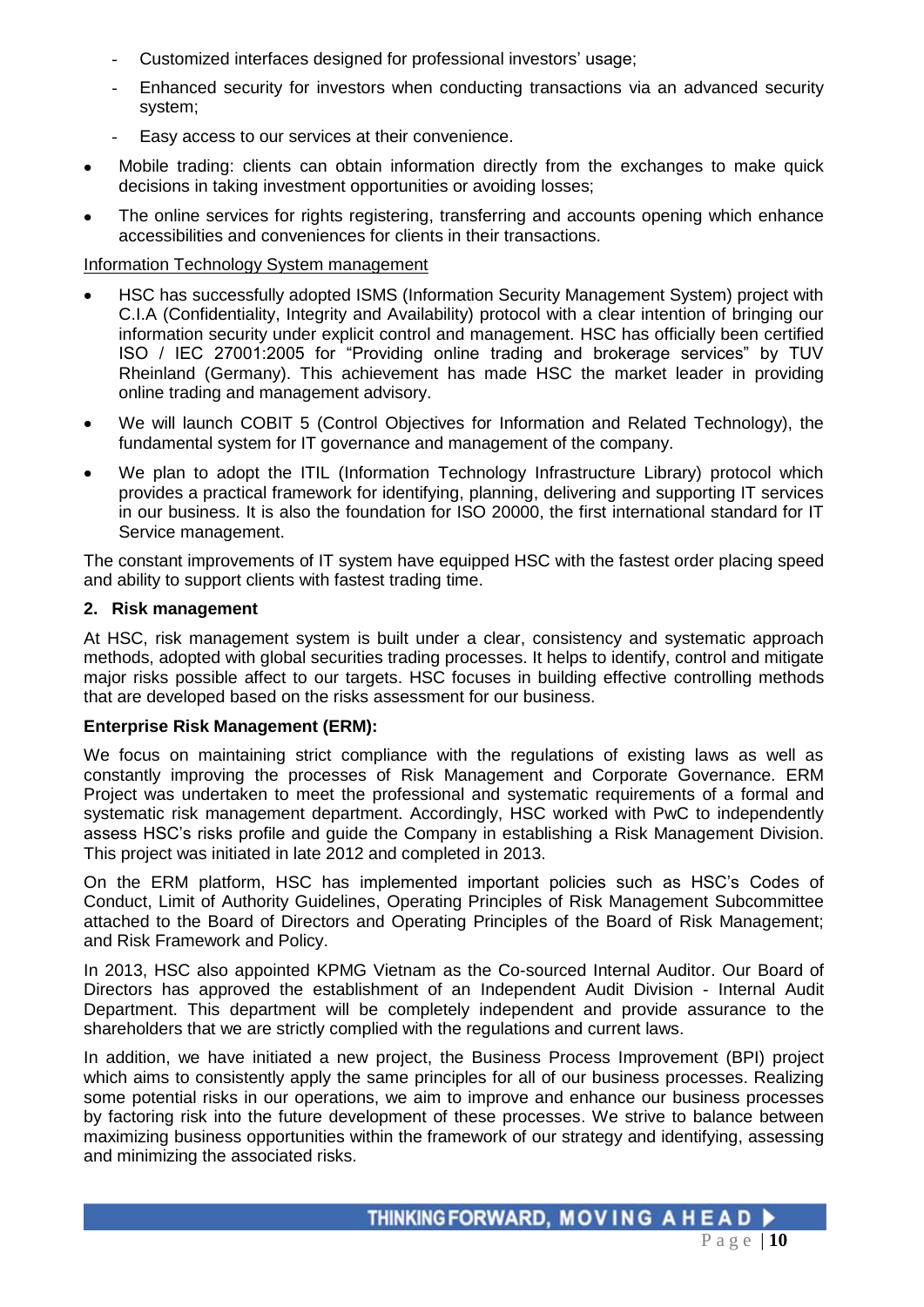- Customized interfaces designed for professional investors' usage;
  - Enhanced security for investors when conducting transactions via an advanced security system;
  - Easy access to our services at their convenience.
- Mobile trading: clients can obtain information directly from the exchanges to make quick decisions in taking investment opportunities or avoiding losses;
- The online services for rights registering, transferring and accounts opening which enhance accessibilities and conveniences for clients in their transactions.

Information Technology System management

- HSC has successfully adopted ISMS (Information Security Management System) project with C.I.A (Confidentiality, Integrity and Availability) protocol with a clear intention of bringing our information security under explicit control and management. HSC has officially been certified ISO / IEC 27001:2005 for "Providing online trading and brokerage services" by TUV Rheinland (Germany). This achievement has made HSC the market leader in providing online trading and management advisory.
- We will launch COBIT 5 (Control Objectives for Information and Related Technology), the fundamental system for IT governance and management of the company.
- We plan to adopt the ITIL (Information Technology Infrastructure Library) protocol which provides a practical framework for identifying, planning, delivering and supporting IT services in our business. It is also the foundation for ISO 20000, the first international standard for IT Service management.

The constant improvements of IT system have equipped HSC with the fastest order placing speed and ability to support clients with fastest trading time.

## 2. Risk management

At HSC, risk management system is built under a clear, consistency and systematic approach methods, adopted with global securities trading processes. It helps to identify, control and mitigate major risks possible affect to our targets. HSC focuses in building effective controlling methods that are developed based on the risks assessment for our business.

**Enterprise Risk Management (ERM):**

We focus on maintaining strict compliance with the regulations of existing laws as well as constantly improving the processes of Risk Management and Corporate Governance. ERM Project was undertaken to meet the professional and systematic requirements of a formal and systematic risk management department. Accordingly, HSC worked with PwC to independently assess HSC's risks profile and guide the Company in establishing a Risk Management Division. This project was initiated in late 2012 and completed in 2013.

On the ERM platform, HSC has implemented important policies such as HSC's Codes of Conduct, Limit of Authority Guidelines, Operating Principles of Risk Management Subcommittee attached to the Board of Directors and Operating Principles of the Board of Risk Management; and Risk Framework and Policy.

In 2013, HSC also appointed KPMG Vietnam as the Co-sourced Internal Auditor. Our Board of Directors has approved the establishment of an Independent Audit Division - Internal Audit Department. This department will be completely independent and provide assurance to the shareholders that we are strictly complied with the regulations and current laws.

In addition, we have initiated a new project, the Business Process Improvement (BPI) project which aims to consistently apply the same principles for all of our business processes. Realizing some potential risks in our operations, we aim to improve and enhance our business processes by factoring risk into the future development of these processes. We strive to balance between maximizing business opportunities within the framework of our strategy and identifying, assessing and minimizing the associated risks.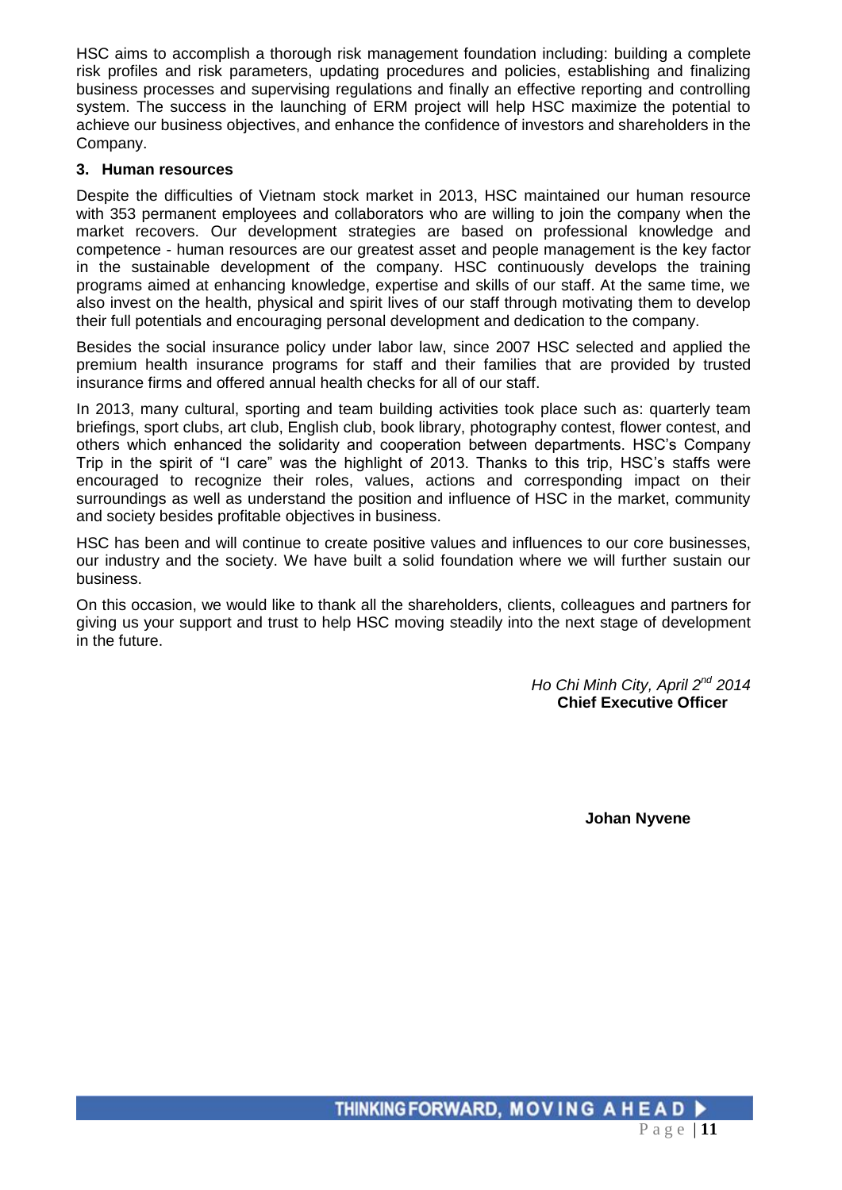HSC aims to accomplish a thorough risk management foundation including: building a complete risk profiles and risk parameters, updating procedures and policies, establishing and finalizing business processes and supervising regulations and finally an effective reporting and controlling system. The success in the launching of ERM project will help HSC maximize the potential to achieve our business objectives, and enhance the confidence of investors and shareholders in the Company.

### 3. Human resources

Despite the difficulties of Vietnam stock market in 2013, HSC maintained our human resource with 353 permanent employees and collaborators who are willing to join the company when the market recovers. Our development strategies are based on professional knowledge and competence - human resources are our greatest asset and people management is the key factor in the sustainable development of the company. HSC continuously develops the training programs aimed at enhancing knowledge, expertise and skills of our staff. At the same time, we also invest on the health, physical and spirit lives of our staff through motivating them to develop their full potentials and encouraging personal development and dedication to the company.

Besides the social insurance policy under labor law, since 2007 HSC selected and applied the premium health insurance programs for staff and their families that are provided by trusted insurance firms and offered annual health checks for all of our staff.

In 2013, many cultural, sporting and team building activities took place such as: quarterly team briefings, sport clubs, art club, English club, book library, photography contest, flower contest, and others which enhanced the solidarity and cooperation between departments. HSC's Company Trip in the spirit of "I care" was the highlight of 2013. Thanks to this trip, HSC's staffs were encouraged to recognize their roles, values, actions and corresponding impact on their surroundings as well as understand the position and influence of HSC in the market, community and society besides profitable objectives in business.

HSC has been and will continue to create positive values and influences to our core businesses, our industry and the society. We have built a solid foundation where we will further sustain our business.

On this occasion, we would like to thank all the shareholders, clients, colleagues and partners for giving us your support and trust to help HSC moving steadily into the next stage of development in the future.

*Ho Chi Minh City, April 2nd 2014*

**Chief Executive Officer**

**Johan Nyvene**